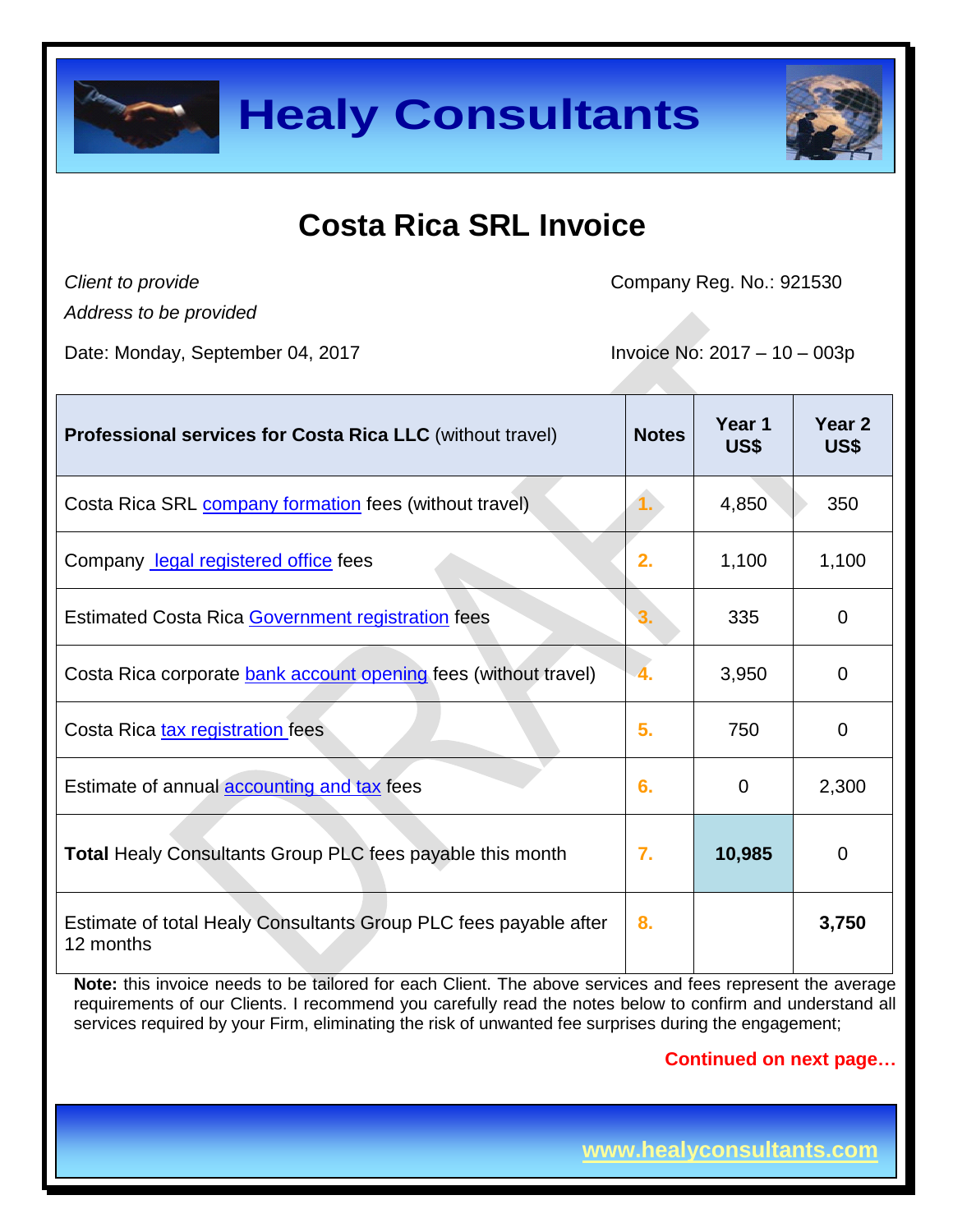# Healy Consultants

## Costa Rica SRL Invoice

*Client to provide*
*Address to be provided*

Company Reg. No.: 921530

Date: Monday, September 04, 2017

Invoice No: 2017 – 10 – 003p

| **Professional services for Costa Rica LLC** (without travel) | Notes | Year 1 US$ | Year 2 US$ |
|---|---|---|---|
| Costa Rica SRL company formation fees (without travel) | 1. | 4,850 | 350 |
| Company legal registered office fees | 2. | 1,100 | 1,100 |
| Estimated Costa Rica Government registration fees | 3. | 335 | 0 |
| Costa Rica corporate bank account opening fees (without travel) | 4. | 3,950 | 0 |
| Costa Rica tax registration fees | 5. | 750 | 0 |
| Estimate of annual accounting and tax fees | 6. | 0 | 2,300 |
| **Total** Healy Consultants Group PLC fees payable this month | 7. | **10,985** | 0 |
| Estimate of total Healy Consultants Group PLC fees payable after 12 months | 8. | | **3,750** |

**Note:** this invoice needs to be tailored for each Client. The above services and fees represent the average requirements of our Clients. I recommend you carefully read the notes below to confirm and understand all services required by your Firm, eliminating the risk of unwanted fee surprises during the engagement;

**Continued on next page…**

www.healyconsultants.com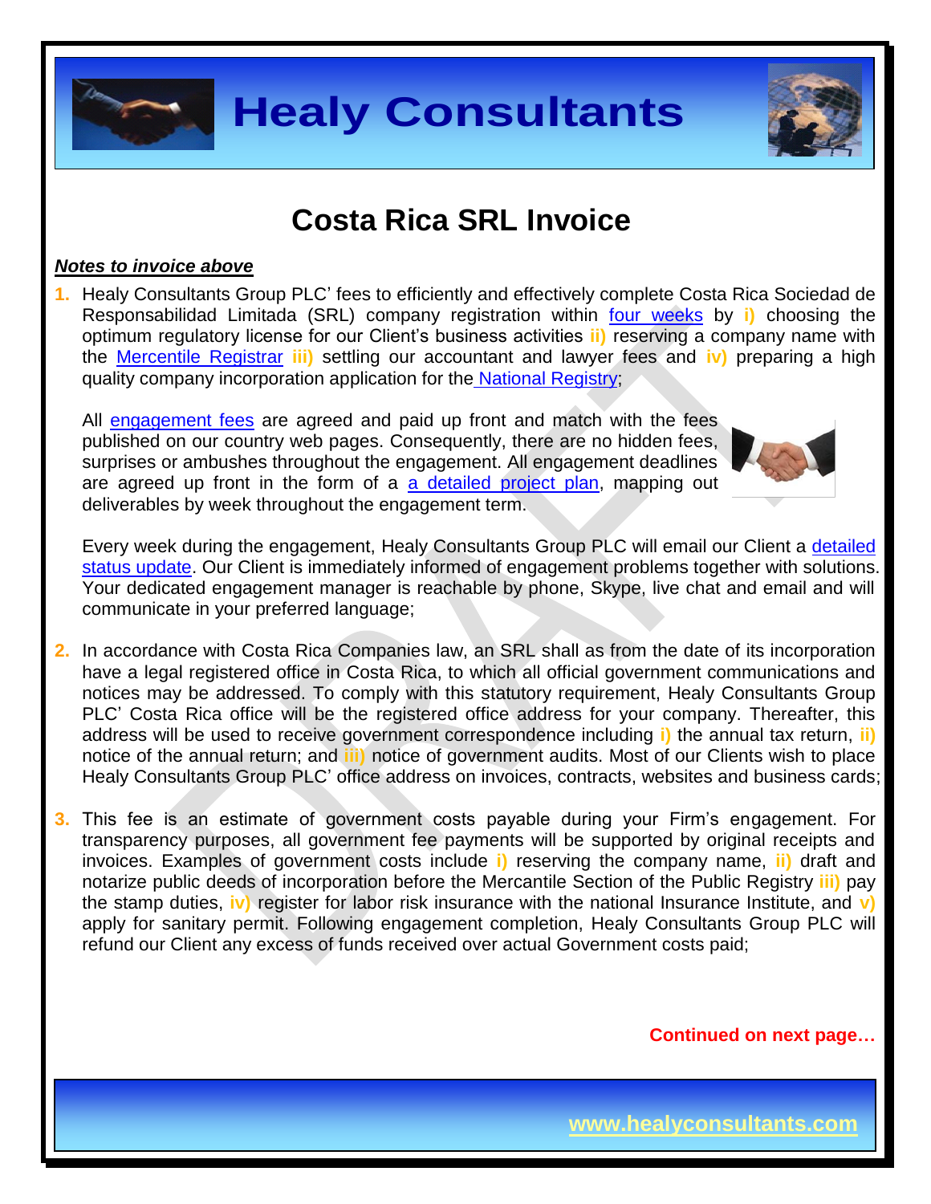# Costa Rica SRL Invoice

***Notes to invoice above***

1. Healy Consultants Group PLC' fees to efficiently and effectively complete Costa Rica Sociedad de Responsabilidad Limitada (SRL) company registration within four weeks by **i)** choosing the optimum regulatory license for our Client's business activities **ii)** reserving a company name with the Mercentile Registrar **iii)** settling our accountant and lawyer fees and **iv)** preparing a high quality company incorporation application for the National Registry;

   All engagement fees are agreed and paid up front and match with the fees published on our country web pages. Consequently, there are no hidden fees, surprises or ambushes throughout the engagement. All engagement deadlines are agreed up front in the form of a a detailed project plan, mapping out deliverables by week throughout the engagement term.

   Every week during the engagement, Healy Consultants Group PLC will email our Client a detailed status update. Our Client is immediately informed of engagement problems together with solutions. Your dedicated engagement manager is reachable by phone, Skype, live chat and email and will communicate in your preferred language;

2. In accordance with Costa Rica Companies law, an SRL shall as from the date of its incorporation have a legal registered office in Costa Rica, to which all official government communications and notices may be addressed. To comply with this statutory requirement, Healy Consultants Group PLC' Costa Rica office will be the registered office address for your company. Thereafter, this address will be used to receive government correspondence including **i)** the annual tax return, **ii)** notice of the annual return; and **iii)** notice of government audits. Most of our Clients wish to place Healy Consultants Group PLC' office address on invoices, contracts, websites and business cards;

3. This fee is an estimate of government costs payable during your Firm's engagement. For transparency purposes, all government fee payments will be supported by original receipts and invoices. Examples of government costs include **i)** reserving the company name, **ii)** draft and notarize public deeds of incorporation before the Mercantile Section of the Public Registry **iii)** pay the stamp duties, **iv)** register for labor risk insurance with the national Insurance Institute, and **v)** apply for sanitary permit. Following engagement completion, Healy Consultants Group PLC will refund our Client any excess of funds received over actual Government costs paid;

**Continued on next page…**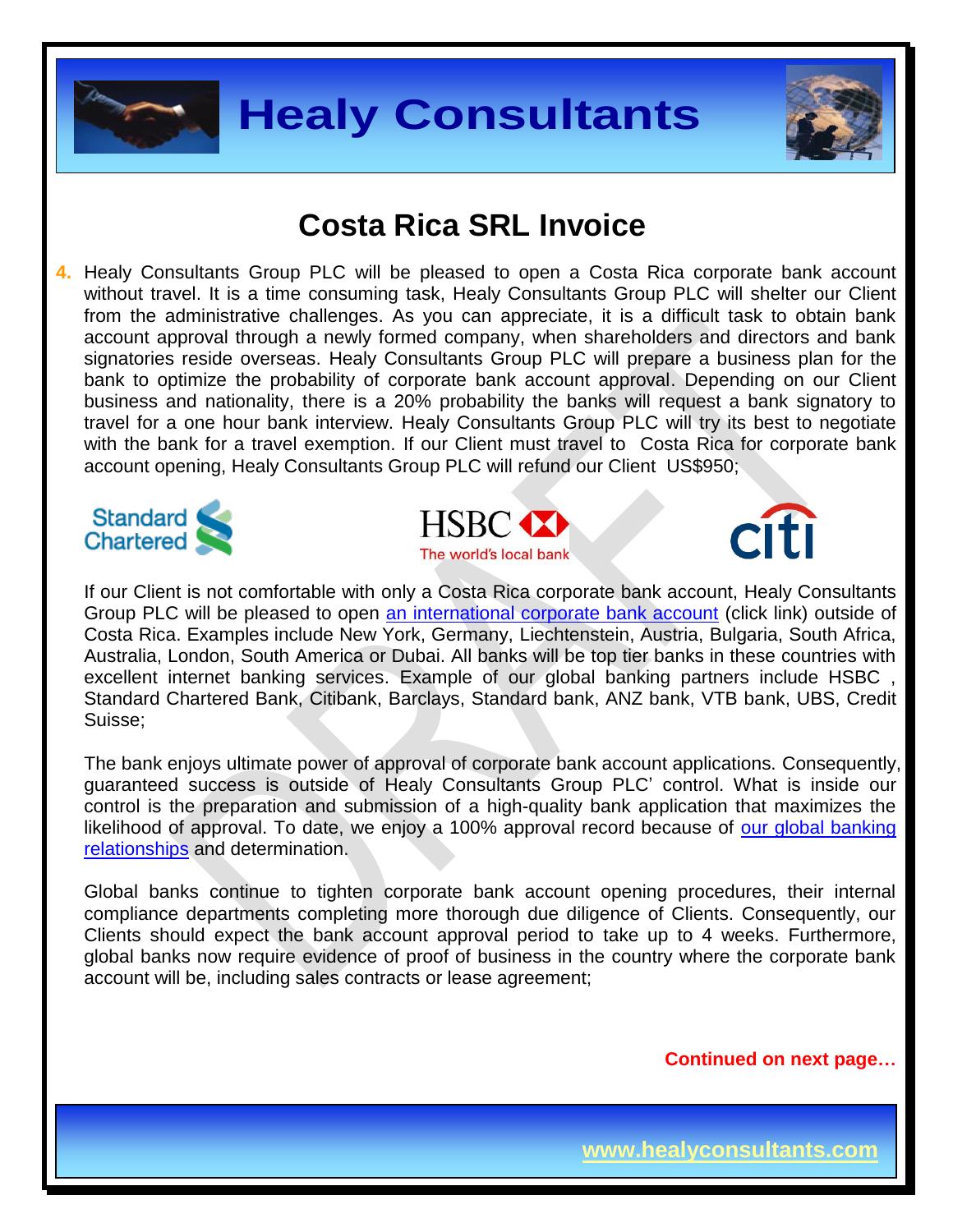## Costa Rica SRL Invoice

4. Healy Consultants Group PLC will be pleased to open a Costa Rica corporate bank account without travel. It is a time consuming task, Healy Consultants Group PLC will shelter our Client from the administrative challenges. As you can appreciate, it is a difficult task to obtain bank account approval through a newly formed company, when shareholders and directors and bank signatories reside overseas. Healy Consultants Group PLC will prepare a business plan for the bank to optimize the probability of corporate bank account approval. Depending on our Client business and nationality, there is a 20% probability the banks will request a bank signatory to travel for a one hour bank interview. Healy Consultants Group PLC will try its best to negotiate with the bank for a travel exemption. If our Client must travel to Costa Rica for corporate bank account opening, Healy Consultants Group PLC will refund our Client US$950;

   If our Client is not comfortable with only a Costa Rica corporate bank account, Healy Consultants Group PLC will be pleased to open an international corporate bank account (click link) outside of Costa Rica. Examples include New York, Germany, Liechtenstein, Austria, Bulgaria, South Africa, Australia, London, South America or Dubai. All banks will be top tier banks in these countries with excellent internet banking services. Example of our global banking partners include HSBC , Standard Chartered Bank, Citibank, Barclays, Standard bank, ANZ bank, VTB bank, UBS, Credit Suisse;

   The bank enjoys ultimate power of approval of corporate bank account applications. Consequently, guaranteed success is outside of Healy Consultants Group PLC' control. What is inside our control is the preparation and submission of a high-quality bank application that maximizes the likelihood of approval. To date, we enjoy a 100% approval record because of our global banking relationships and determination.

   Global banks continue to tighten corporate bank account opening procedures, their internal compliance departments completing more thorough due diligence of Clients. Consequently, our Clients should expect the bank account approval period to take up to 4 weeks. Furthermore, global banks now require evidence of proof of business in the country where the corporate bank account will be, including sales contracts or lease agreement;

**Continued on next page…**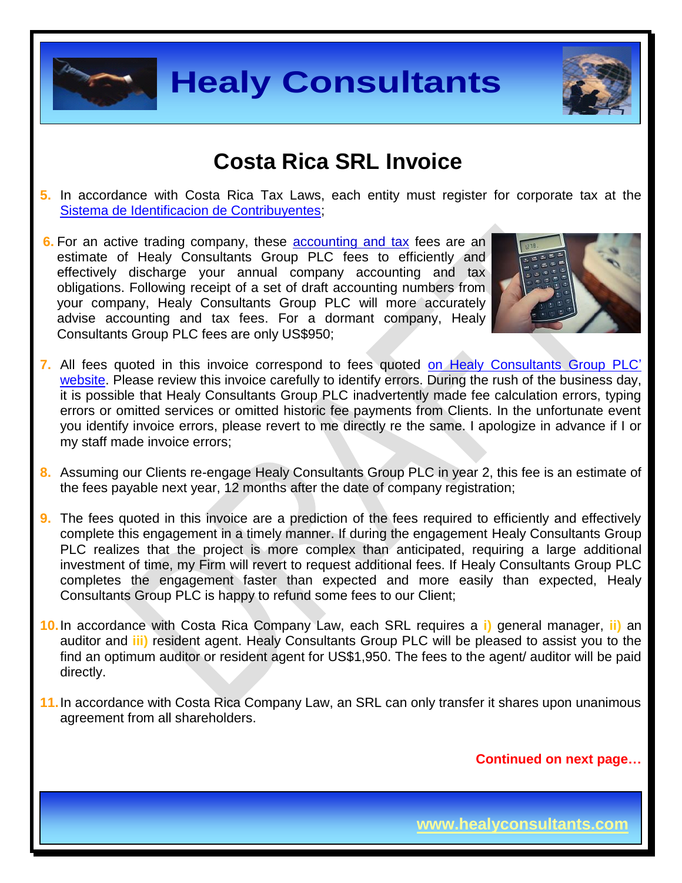# Costa Rica SRL Invoice

5. In accordance with Costa Rica Tax Laws, each entity must register for corporate tax at the Sistema de Identificacion de Contribuyentes;

6. For an active trading company, these accounting and tax fees are an estimate of Healy Consultants Group PLC fees to efficiently and effectively discharge your annual company accounting and tax obligations. Following receipt of a set of draft accounting numbers from your company, Healy Consultants Group PLC will more accurately advise accounting and tax fees. For a dormant company, Healy Consultants Group PLC fees are only US$950;

7. All fees quoted in this invoice correspond to fees quoted on Healy Consultants Group PLC' website. Please review this invoice carefully to identify errors. During the rush of the business day, it is possible that Healy Consultants Group PLC inadvertently made fee calculation errors, typing errors or omitted services or omitted historic fee payments from Clients. In the unfortunate event you identify invoice errors, please revert to me directly re the same. I apologize in advance if I or my staff made invoice errors;

8. Assuming our Clients re-engage Healy Consultants Group PLC in year 2, this fee is an estimate of the fees payable next year, 12 months after the date of company registration;

9. The fees quoted in this invoice are a prediction of the fees required to efficiently and effectively complete this engagement in a timely manner. If during the engagement Healy Consultants Group PLC realizes that the project is more complex than anticipated, requiring a large additional investment of time, my Firm will revert to request additional fees. If Healy Consultants Group PLC completes the engagement faster than expected and more easily than expected, Healy Consultants Group PLC is happy to refund some fees to our Client;

10. In accordance with Costa Rica Company Law, each SRL requires a **i)** general manager, **ii)** an auditor and **iii)** resident agent. Healy Consultants Group PLC will be pleased to assist you to the find an optimum auditor or resident agent for US$1,950. The fees to the agent/ auditor will be paid directly.

11. In accordance with Costa Rica Company Law, an SRL can only transfer it shares upon unanimous agreement from all shareholders.

**Continued on next page…**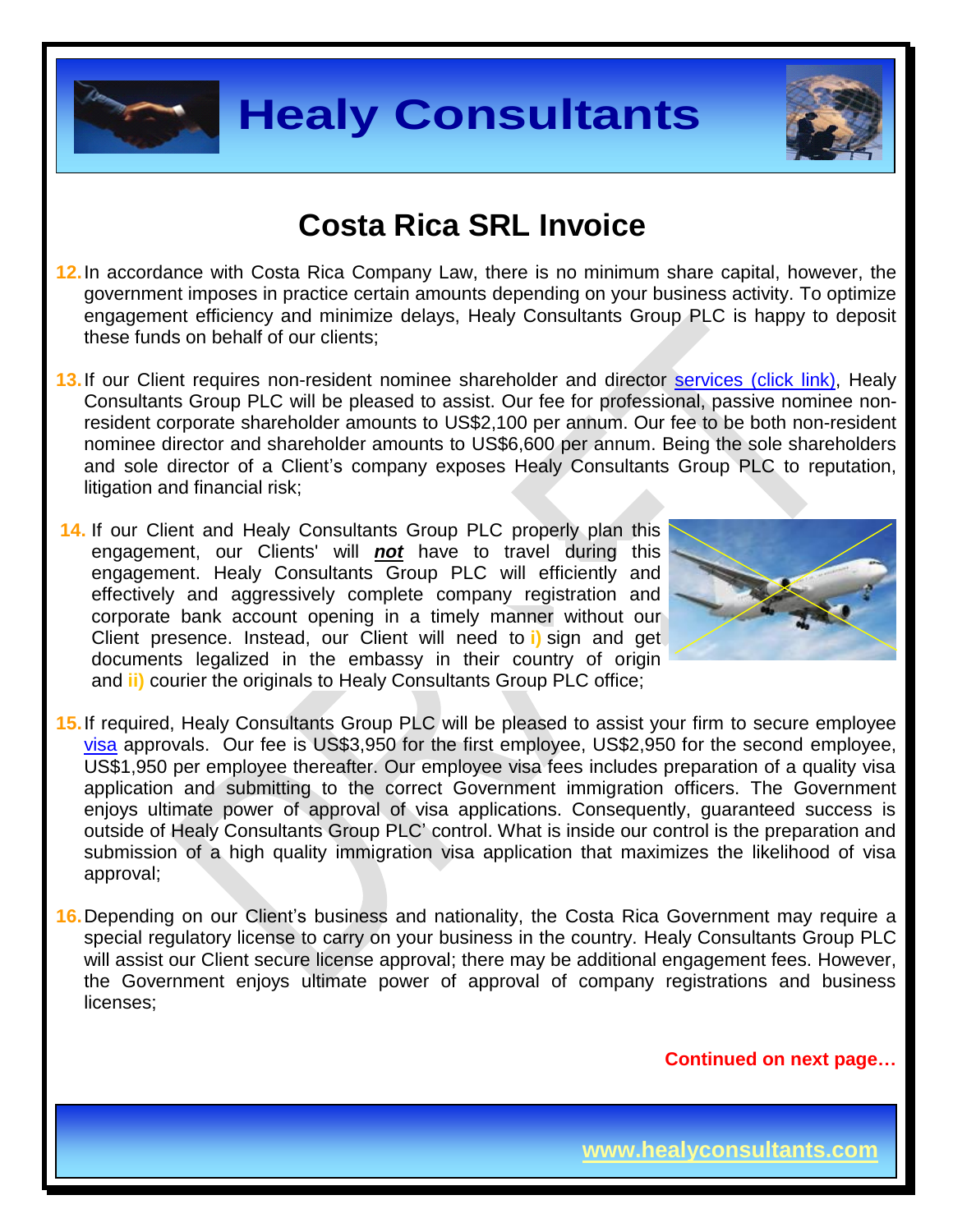# Costa Rica SRL Invoice

12. In accordance with Costa Rica Company Law, there is no minimum share capital, however, the government imposes in practice certain amounts depending on your business activity. To optimize engagement efficiency and minimize delays, Healy Consultants Group PLC is happy to deposit these funds on behalf of our clients;

13. If our Client requires non-resident nominee shareholder and director services (click link), Healy Consultants Group PLC will be pleased to assist. Our fee for professional, passive nominee non-resident corporate shareholder amounts to US$2,100 per annum. Our fee to be both non-resident nominee director and shareholder amounts to US$6,600 per annum. Being the sole shareholders and sole director of a Client's company exposes Healy Consultants Group PLC to reputation, litigation and financial risk;

14. If our Client and Healy Consultants Group PLC properly plan this engagement, our Clients' will ***not*** have to travel during this engagement. Healy Consultants Group PLC will efficiently and effectively and aggressively complete company registration and corporate bank account opening in a timely manner without our Client presence. Instead, our Client will need to **i)** sign and get documents legalized in the embassy in their country of origin and **ii)** courier the originals to Healy Consultants Group PLC office;

15. If required, Healy Consultants Group PLC will be pleased to assist your firm to secure employee visa approvals. Our fee is US$3,950 for the first employee, US$2,950 for the second employee, US$1,950 per employee thereafter. Our employee visa fees includes preparation of a quality visa application and submitting to the correct Government immigration officers. The Government enjoys ultimate power of approval of visa applications. Consequently, guaranteed success is outside of Healy Consultants Group PLC' control. What is inside our control is the preparation and submission of a high quality immigration visa application that maximizes the likelihood of visa approval;

16. Depending on our Client's business and nationality, the Costa Rica Government may require a special regulatory license to carry on your business in the country. Healy Consultants Group PLC will assist our Client secure license approval; there may be additional engagement fees. However, the Government enjoys ultimate power of approval of company registrations and business licenses;

**Continued on next page…**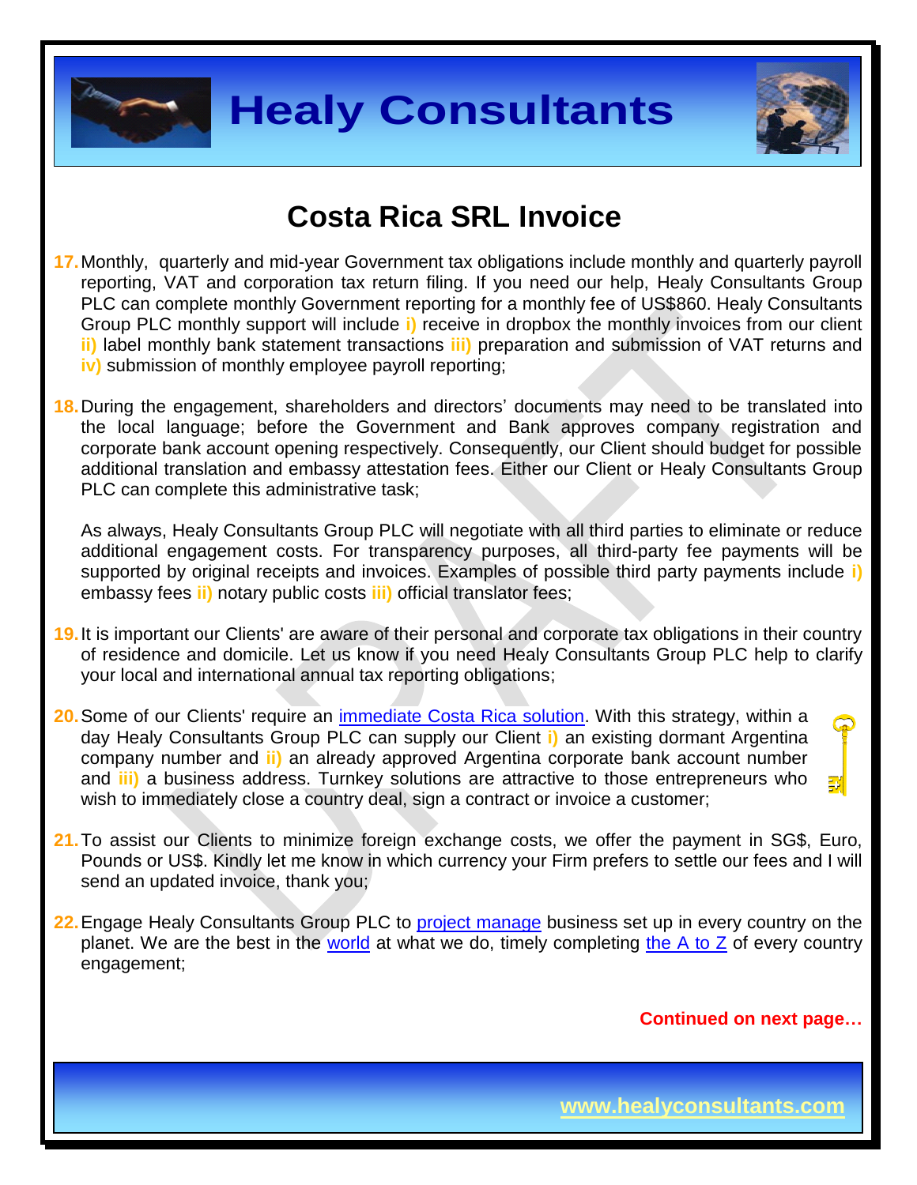# Costa Rica SRL Invoice

17. Monthly, quarterly and mid-year Government tax obligations include monthly and quarterly payroll reporting, VAT and corporation tax return filing. If you need our help, Healy Consultants Group PLC can complete monthly Government reporting for a monthly fee of US$860. Healy Consultants Group PLC monthly support will include **i)** receive in dropbox the monthly invoices from our client **ii)** label monthly bank statement transactions **iii)** preparation and submission of VAT returns and **iv)** submission of monthly employee payroll reporting;

18. During the engagement, shareholders and directors' documents may need to be translated into the local language; before the Government and Bank approves company registration and corporate bank account opening respectively. Consequently, our Client should budget for possible additional translation and embassy attestation fees. Either our Client or Healy Consultants Group PLC can complete this administrative task;

    As always, Healy Consultants Group PLC will negotiate with all third parties to eliminate or reduce additional engagement costs. For transparency purposes, all third-party fee payments will be supported by original receipts and invoices. Examples of possible third party payments include **i)** embassy fees **ii)** notary public costs **iii)** official translator fees;

19. It is important our Clients' are aware of their personal and corporate tax obligations in their country of residence and domicile. Let us know if you need Healy Consultants Group PLC help to clarify your local and international annual tax reporting obligations;

20. Some of our Clients' require an immediate Costa Rica solution. With this strategy, within a day Healy Consultants Group PLC can supply our Client **i)** an existing dormant Argentina company number and **ii)** an already approved Argentina corporate bank account number and **iii)** a business address. Turnkey solutions are attractive to those entrepreneurs who wish to immediately close a country deal, sign a contract or invoice a customer;

21. To assist our Clients to minimize foreign exchange costs, we offer the payment in SG$, Euro, Pounds or US$. Kindly let me know in which currency your Firm prefers to settle our fees and I will send an updated invoice, thank you;

22. Engage Healy Consultants Group PLC to project manage business set up in every country on the planet. We are the best in the world at what we do, timely completing the A to Z of every country engagement;

**Continued on next page…**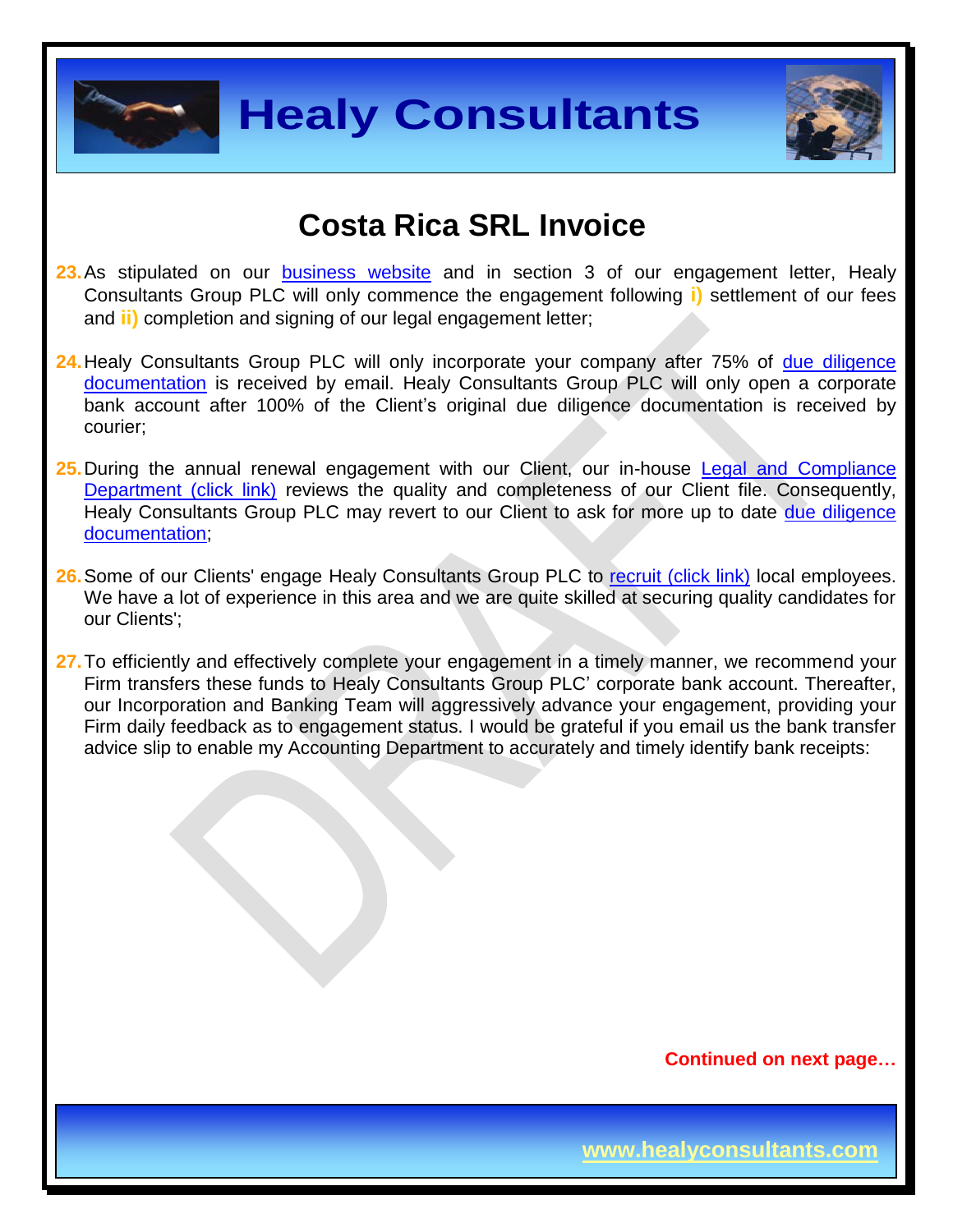# Costa Rica SRL Invoice

23. As stipulated on our business website and in section 3 of our engagement letter, Healy Consultants Group PLC will only commence the engagement following **i)** settlement of our fees and **ii)** completion and signing of our legal engagement letter;

24. Healy Consultants Group PLC will only incorporate your company after 75% of due diligence documentation is received by email. Healy Consultants Group PLC will only open a corporate bank account after 100% of the Client's original due diligence documentation is received by courier;

25. During the annual renewal engagement with our Client, our in-house Legal and Compliance Department (click link) reviews the quality and completeness of our Client file. Consequently, Healy Consultants Group PLC may revert to our Client to ask for more up to date due diligence documentation;

26. Some of our Clients' engage Healy Consultants Group PLC to recruit (click link) local employees. We have a lot of experience in this area and we are quite skilled at securing quality candidates for our Clients';

27. To efficiently and effectively complete your engagement in a timely manner, we recommend your Firm transfers these funds to Healy Consultants Group PLC' corporate bank account. Thereafter, our Incorporation and Banking Team will aggressively advance your engagement, providing your Firm daily feedback as to engagement status. I would be grateful if you email us the bank transfer advice slip to enable my Accounting Department to accurately and timely identify bank receipts:

**Continued on next page…**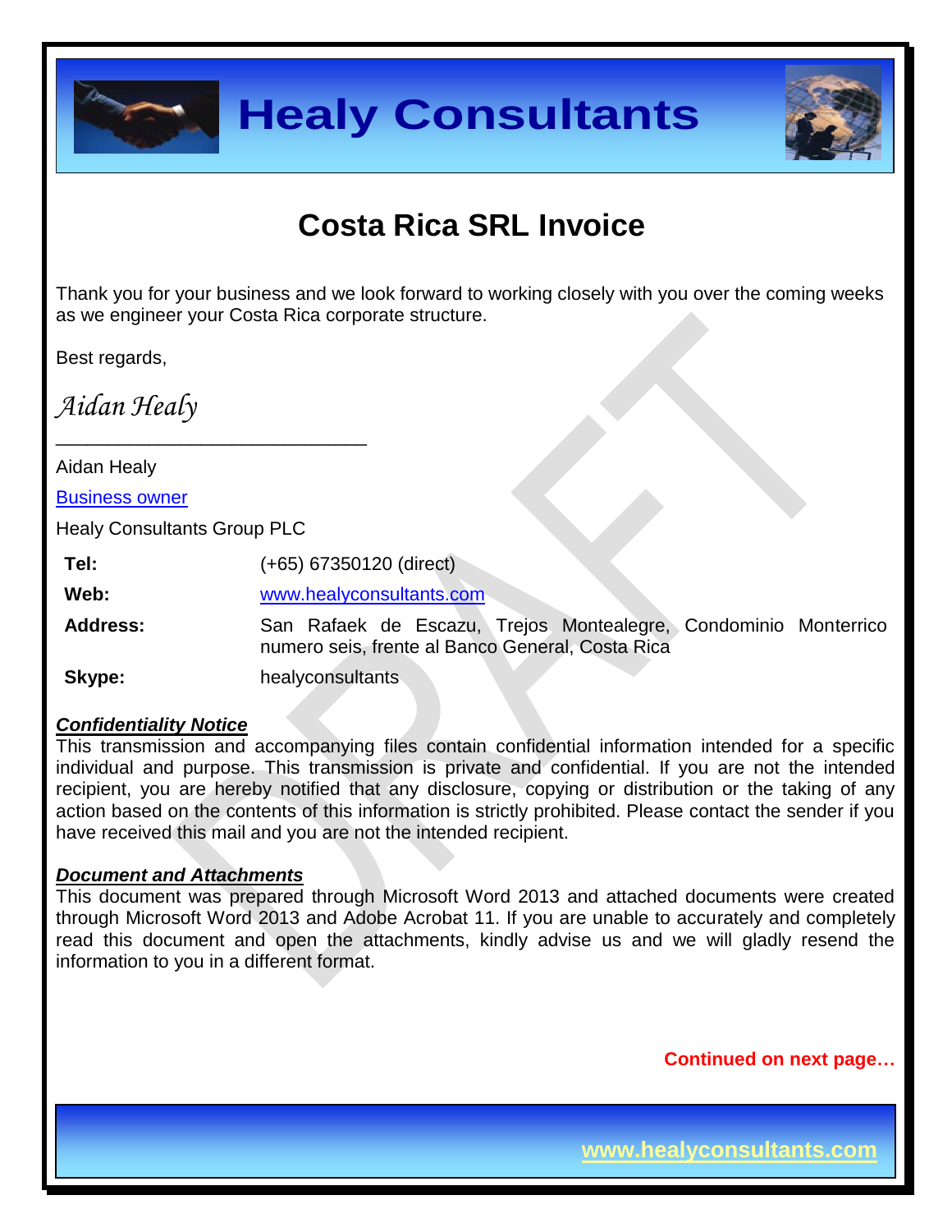# Costa Rica SRL Invoice

Thank you for your business and we look forward to working closely with you over the coming weeks as we engineer your Costa Rica corporate structure.

Best regards,

*Aidan Healy*

______________________________

Aidan Healy

Business owner

Healy Consultants Group PLC

| | |
|---|---|
| **Tel:** | (+65) 67350120 (direct) |
| **Web:** | www.healyconsultants.com |
| **Address:** | San Rafaek de Escazu, Trejos Montealegre, Condominio Monterrico numero seis, frente al Banco General, Costa Rica |
| **Skype:** | healyconsultants |

***Confidentiality Notice***

This transmission and accompanying files contain confidential information intended for a specific individual and purpose. This transmission is private and confidential. If you are not the intended recipient, you are hereby notified that any disclosure, copying or distribution or the taking of any action based on the contents of this information is strictly prohibited. Please contact the sender if you have received this mail and you are not the intended recipient.

***Document and Attachments***

This document was prepared through Microsoft Word 2013 and attached documents were created through Microsoft Word 2013 and Adobe Acrobat 11. If you are unable to accurately and completely read this document and open the attachments, kindly advise us and we will gladly resend the information to you in a different format.

**Continued on next page…**